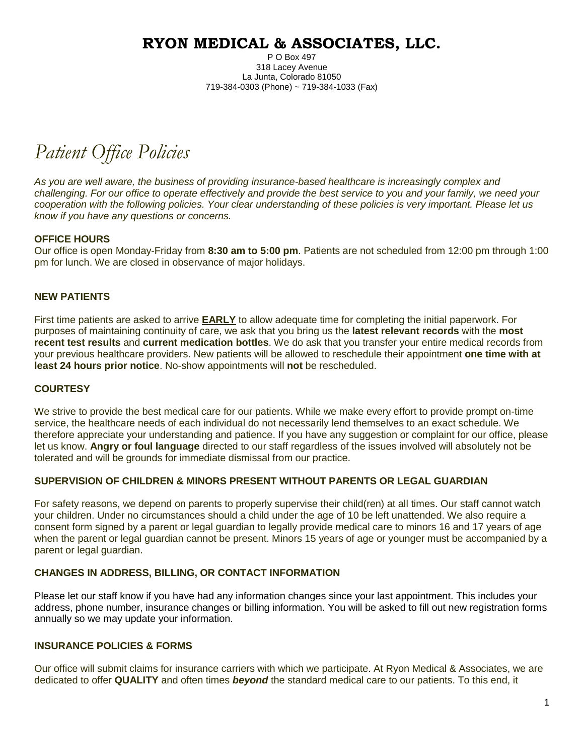# RYON MEDICAL & ASSOCIATES, LLC.

P O Box 497
318 Lacey Avenue
La Junta, Colorado 81050
719-384-0303 (Phone) ~ 719-384-1033 (Fax)

## *Patient Office Policies*

*As you are well aware, the business of providing insurance-based healthcare is increasingly complex and challenging. For our office to operate effectively and provide the best service to you and your family, we need your cooperation with the following policies. Your clear understanding of these policies is very important. Please let us know if you have any questions or concerns.*

### OFFICE HOURS

Our office is open Monday-Friday from **8:30 am to 5:00 pm**. Patients are not scheduled from 12:00 pm through 1:00 pm for lunch. We are closed in observance of major holidays.

### NEW PATIENTS

First time patients are asked to arrive **EARLY** to allow adequate time for completing the initial paperwork. For purposes of maintaining continuity of care, we ask that you bring us the **latest relevant records** with the **most recent test results** and **current medication bottles**. We do ask that you transfer your entire medical records from your previous healthcare providers. New patients will be allowed to reschedule their appointment **one time with at least 24 hours prior notice**. No-show appointments will **not** be rescheduled.

### COURTESY

We strive to provide the best medical care for our patients. While we make every effort to provide prompt on-time service, the healthcare needs of each individual do not necessarily lend themselves to an exact schedule. We therefore appreciate your understanding and patience. If you have any suggestion or complaint for our office, please let us know. **Angry or foul language** directed to our staff regardless of the issues involved will absolutely not be tolerated and will be grounds for immediate dismissal from our practice.

### SUPERVISION OF CHILDREN & MINORS PRESENT WITHOUT PARENTS OR LEGAL GUARDIAN

For safety reasons, we depend on parents to properly supervise their child(ren) at all times. Our staff cannot watch your children. Under no circumstances should a child under the age of 10 be left unattended. We also require a consent form signed by a parent or legal guardian to legally provide medical care to minors 16 and 17 years of age when the parent or legal guardian cannot be present. Minors 15 years of age or younger must be accompanied by a parent or legal guardian.

### CHANGES IN ADDRESS, BILLING, OR CONTACT INFORMATION

Please let our staff know if you have had any information changes since your last appointment. This includes your address, phone number, insurance changes or billing information. You will be asked to fill out new registration forms annually so we may update your information.

### INSURANCE POLICIES & FORMS

Our office will submit claims for insurance carriers with which we participate. At Ryon Medical & Associates, we are dedicated to offer **QUALITY** and often times ***beyond*** the standard medical care to our patients. To this end, it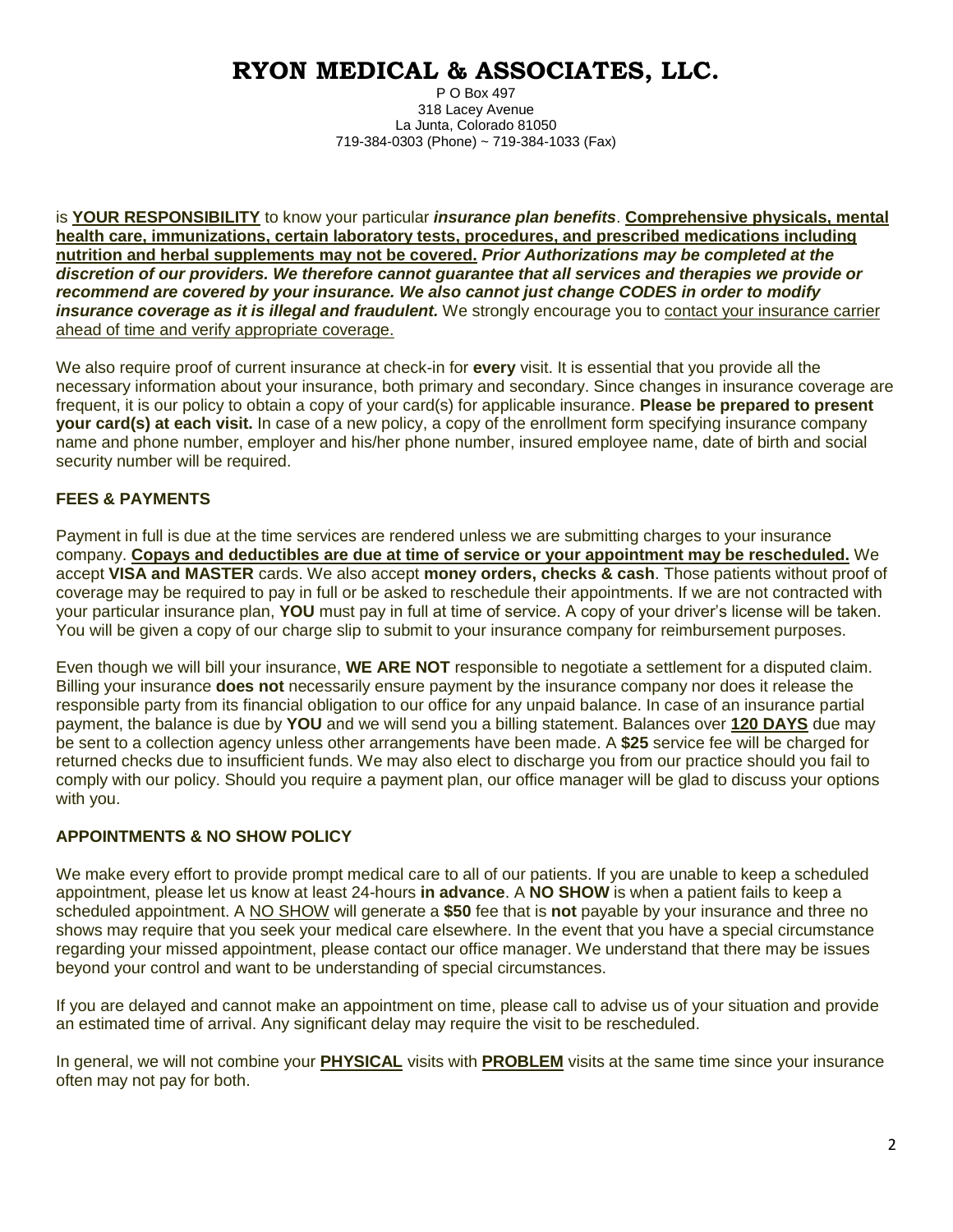# RYON MEDICAL & ASSOCIATES, LLC.

P O Box 497
318 Lacey Avenue
La Junta, Colorado 81050
719-384-0303 (Phone) ~ 719-384-1033 (Fax)

is **YOUR RESPONSIBILITY** to know your particular ***insurance plan benefits***. **Comprehensive physicals, mental health care, immunizations, certain laboratory tests, procedures, and prescribed medications including nutrition and herbal supplements may not be covered.** ***Prior Authorizations may be completed at the discretion of our providers. We therefore cannot guarantee that all services and therapies we provide or recommend are covered by your insurance. We also cannot just change CODES in order to modify insurance coverage as it is illegal and fraudulent.*** We strongly encourage you to contact your insurance carrier ahead of time and verify appropriate coverage.

We also require proof of current insurance at check-in for **every** visit. It is essential that you provide all the necessary information about your insurance, both primary and secondary. Since changes in insurance coverage are frequent, it is our policy to obtain a copy of your card(s) for applicable insurance. **Please be prepared to present your card(s) at each visit.** In case of a new policy, a copy of the enrollment form specifying insurance company name and phone number, employer and his/her phone number, insured employee name, date of birth and social security number will be required.

## FEES & PAYMENTS

Payment in full is due at the time services are rendered unless we are submitting charges to your insurance company. **Copays and deductibles are due at time of service or your appointment may be rescheduled.** We accept **VISA and MASTER** cards. We also accept **money orders, checks & cash**. Those patients without proof of coverage may be required to pay in full or be asked to reschedule their appointments. If we are not contracted with your particular insurance plan, **YOU** must pay in full at time of service. A copy of your driver's license will be taken. You will be given a copy of our charge slip to submit to your insurance company for reimbursement purposes.

Even though we will bill your insurance, **WE ARE NOT** responsible to negotiate a settlement for a disputed claim. Billing your insurance **does not** necessarily ensure payment by the insurance company nor does it release the responsible party from its financial obligation to our office for any unpaid balance. In case of an insurance partial payment, the balance is due by **YOU** and we will send you a billing statement. Balances over **120 DAYS** due may be sent to a collection agency unless other arrangements have been made. A **$25** service fee will be charged for returned checks due to insufficient funds. We may also elect to discharge you from our practice should you fail to comply with our policy. Should you require a payment plan, our office manager will be glad to discuss your options with you.

## APPOINTMENTS & NO SHOW POLICY

We make every effort to provide prompt medical care to all of our patients. If you are unable to keep a scheduled appointment, please let us know at least 24-hours **in advance**. A **NO SHOW** is when a patient fails to keep a scheduled appointment. A NO SHOW will generate a **$50** fee that is **not** payable by your insurance and three no shows may require that you seek your medical care elsewhere. In the event that you have a special circumstance regarding your missed appointment, please contact our office manager. We understand that there may be issues beyond your control and want to be understanding of special circumstances.

If you are delayed and cannot make an appointment on time, please call to advise us of your situation and provide an estimated time of arrival. Any significant delay may require the visit to be rescheduled.

In general, we will not combine your **PHYSICAL** visits with **PROBLEM** visits at the same time since your insurance often may not pay for both.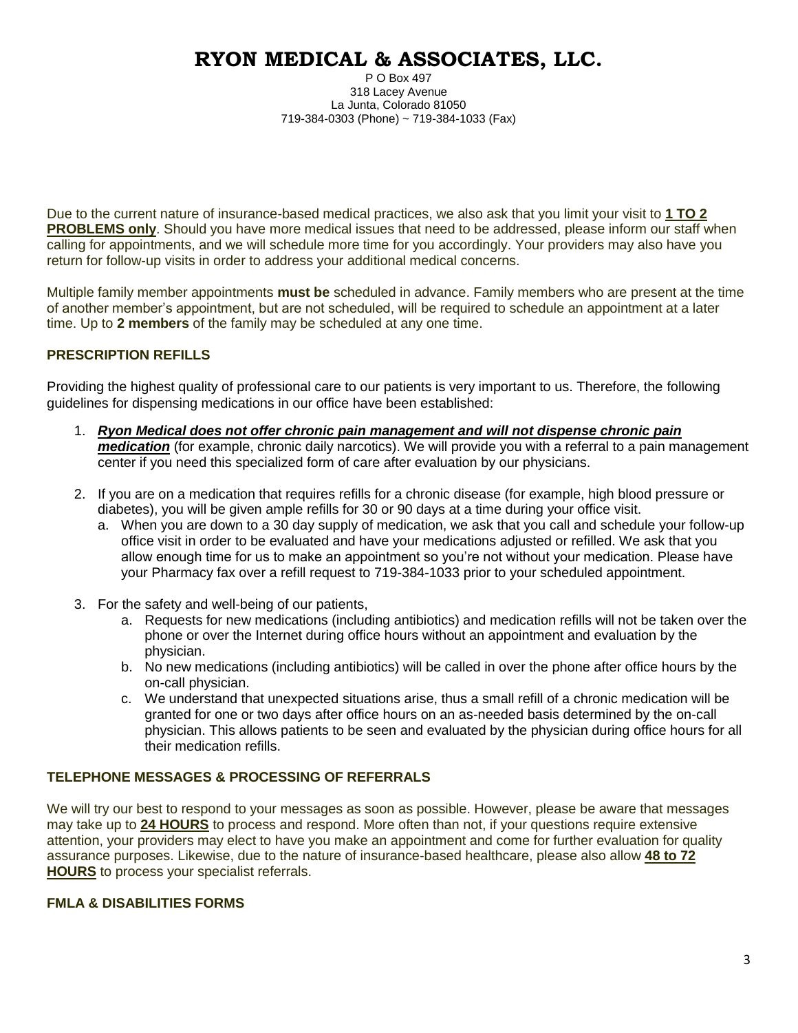# RYON MEDICAL & ASSOCIATES, LLC.

P O Box 497
318 Lacey Avenue
La Junta, Colorado 81050
719-384-0303 (Phone) ~ 719-384-1033 (Fax)

Due to the current nature of insurance-based medical practices, we also ask that you limit your visit to **1 TO 2 PROBLEMS only**. Should you have more medical issues that need to be addressed, please inform our staff when calling for appointments, and we will schedule more time for you accordingly. Your providers may also have you return for follow-up visits in order to address your additional medical concerns.

Multiple family member appointments **must be** scheduled in advance. Family members who are present at the time of another member's appointment, but are not scheduled, will be required to schedule an appointment at a later time. Up to **2 members** of the family may be scheduled at any one time.

**PRESCRIPTION REFILLS**

Providing the highest quality of professional care to our patients is very important to us. Therefore, the following guidelines for dispensing medications in our office have been established:

1. ***Ryon Medical does not offer chronic pain management and will not dispense chronic pain medication*** (for example, chronic daily narcotics). We will provide you with a referral to a pain management center if you need this specialized form of care after evaluation by our physicians.

2. If you are on a medication that requires refills for a chronic disease (for example, high blood pressure or diabetes), you will be given ample refills for 30 or 90 days at a time during your office visit.
   a. When you are down to a 30 day supply of medication, we ask that you call and schedule your follow-up office visit in order to be evaluated and have your medications adjusted or refilled. We ask that you allow enough time for us to make an appointment so you're not without your medication. Please have your Pharmacy fax over a refill request to 719-384-1033 prior to your scheduled appointment.

3. For the safety and well-being of our patients,
   a. Requests for new medications (including antibiotics) and medication refills will not be taken over the phone or over the Internet during office hours without an appointment and evaluation by the physician.
   b. No new medications (including antibiotics) will be called in over the phone after office hours by the on-call physician.
   c. We understand that unexpected situations arise, thus a small refill of a chronic medication will be granted for one or two days after office hours on an as-needed basis determined by the on-call physician. This allows patients to be seen and evaluated by the physician during office hours for all their medication refills.

**TELEPHONE MESSAGES & PROCESSING OF REFERRALS**

We will try our best to respond to your messages as soon as possible. However, please be aware that messages may take up to **24 HOURS** to process and respond. More often than not, if your questions require extensive attention, your providers may elect to have you make an appointment and come for further evaluation for quality assurance purposes. Likewise, due to the nature of insurance-based healthcare, please also allow **48 to 72 HOURS** to process your specialist referrals.

**FMLA & DISABILITIES FORMS**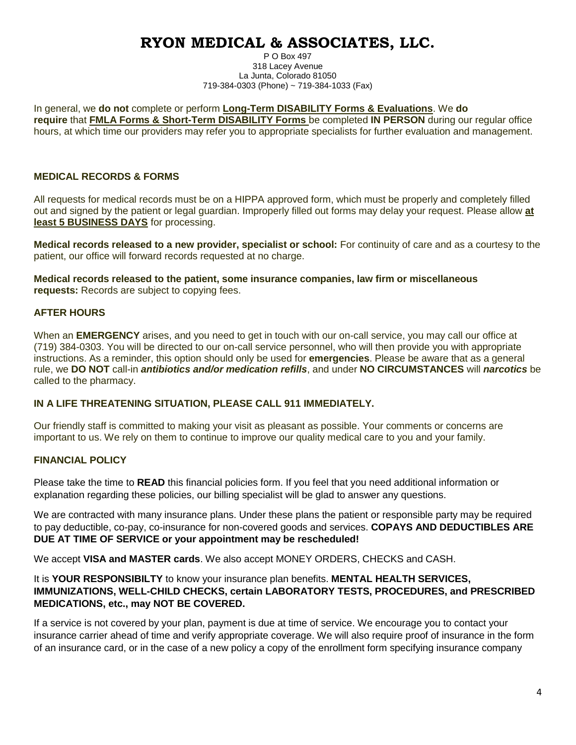# RYON MEDICAL & ASSOCIATES, LLC.

P O Box 497
318 Lacey Avenue
La Junta, Colorado 81050
719-384-0303 (Phone) ~ 719-384-1033 (Fax)

In general, we **do not** complete or perform **Long-Term DISABILITY Forms & Evaluations**. We **do require** that **FMLA Forms & Short-Term DISABILITY Forms** be completed **IN PERSON** during our regular office hours, at which time our providers may refer you to appropriate specialists for further evaluation and management.

### MEDICAL RECORDS & FORMS

All requests for medical records must be on a HIPPA approved form, which must be properly and completely filled out and signed by the patient or legal guardian. Improperly filled out forms may delay your request. Please allow **at least 5 BUSINESS DAYS** for processing.

**Medical records released to a new provider, specialist or school:** For continuity of care and as a courtesy to the patient, our office will forward records requested at no charge.

**Medical records released to the patient, some insurance companies, law firm or miscellaneous requests:** Records are subject to copying fees.

### AFTER HOURS

When an **EMERGENCY** arises, and you need to get in touch with our on-call service, you may call our office at (719) 384-0303. You will be directed to our on-call service personnel, who will then provide you with appropriate instructions. As a reminder, this option should only be used for **emergencies**. Please be aware that as a general rule, we **DO NOT** call-in ***antibiotics and/or medication refills***, and under **NO CIRCUMSTANCES** will ***narcotics*** be called to the pharmacy.

**IN A LIFE THREATENING SITUATION, PLEASE CALL 911 IMMEDIATELY.**

Our friendly staff is committed to making your visit as pleasant as possible. Your comments or concerns are important to us. We rely on them to continue to improve our quality medical care to you and your family.

### FINANCIAL POLICY

Please take the time to **READ** this financial policies form. If you feel that you need additional information or explanation regarding these policies, our billing specialist will be glad to answer any questions.

We are contracted with many insurance plans. Under these plans the patient or responsible party may be required to pay deductible, co-pay, co-insurance for non-covered goods and services. **COPAYS AND DEDUCTIBLES ARE DUE AT TIME OF SERVICE or your appointment may be rescheduled!**

We accept **VISA and MASTER cards**. We also accept MONEY ORDERS, CHECKS and CASH.

It is **YOUR RESPONSIBILTY** to know your insurance plan benefits. **MENTAL HEALTH SERVICES, IMMUNIZATIONS, WELL-CHILD CHECKS, certain LABORATORY TESTS, PROCEDURES, and PRESCRIBED MEDICATIONS, etc., may NOT BE COVERED.**

If a service is not covered by your plan, payment is due at time of service. We encourage you to contact your insurance carrier ahead of time and verify appropriate coverage. We will also require proof of insurance in the form of an insurance card, or in the case of a new policy a copy of the enrollment form specifying insurance company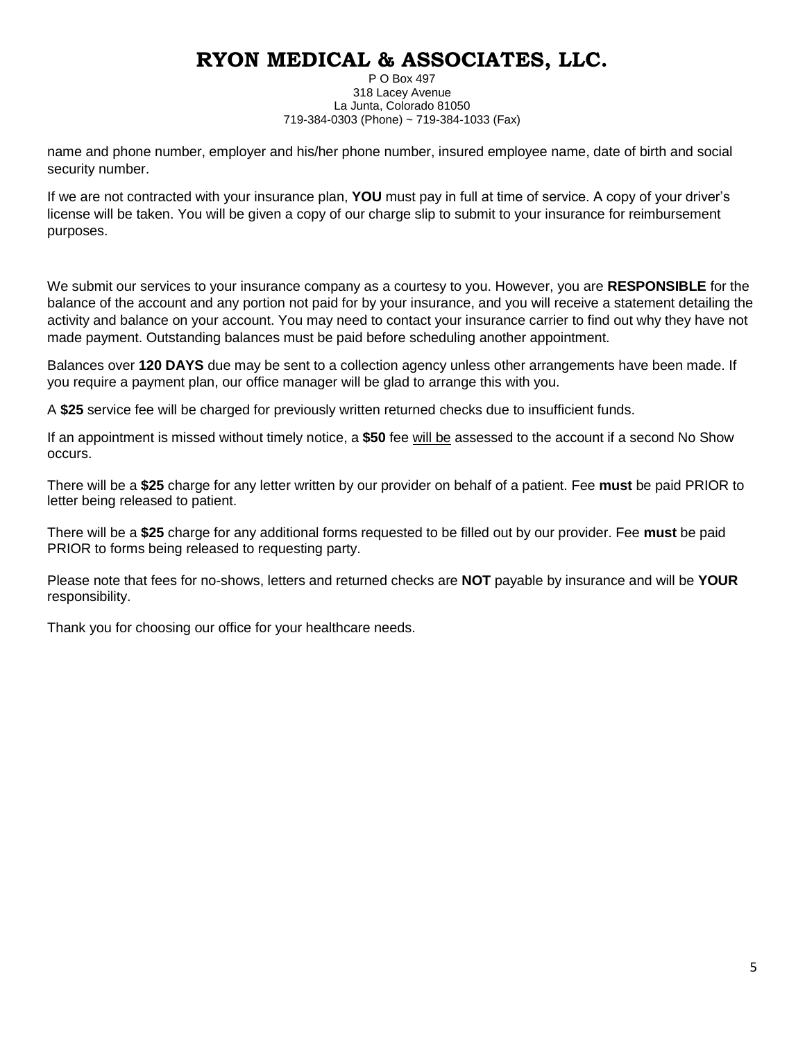# RYON MEDICAL & ASSOCIATES, LLC.

P O Box 497
318 Lacey Avenue
La Junta, Colorado 81050
719-384-0303 (Phone) ~ 719-384-1033 (Fax)

name and phone number, employer and his/her phone number, insured employee name, date of birth and social security number.

If we are not contracted with your insurance plan, **YOU** must pay in full at time of service. A copy of your driver's license will be taken. You will be given a copy of our charge slip to submit to your insurance for reimbursement purposes.

We submit our services to your insurance company as a courtesy to you. However, you are **RESPONSIBLE** for the balance of the account and any portion not paid for by your insurance, and you will receive a statement detailing the activity and balance on your account. You may need to contact your insurance carrier to find out why they have not made payment. Outstanding balances must be paid before scheduling another appointment.

Balances over **120 DAYS** due may be sent to a collection agency unless other arrangements have been made. If you require a payment plan, our office manager will be glad to arrange this with you.

A **$25** service fee will be charged for previously written returned checks due to insufficient funds.

If an appointment is missed without timely notice, a **$50** fee <u>will be</u> assessed to the account if a second No Show occurs.

There will be a **$25** charge for any letter written by our provider on behalf of a patient. Fee **must** be paid PRIOR to letter being released to patient.

There will be a **$25** charge for any additional forms requested to be filled out by our provider. Fee **must** be paid PRIOR to forms being released to requesting party.

Please note that fees for no-shows, letters and returned checks are **NOT** payable by insurance and will be **YOUR** responsibility.

Thank you for choosing our office for your healthcare needs.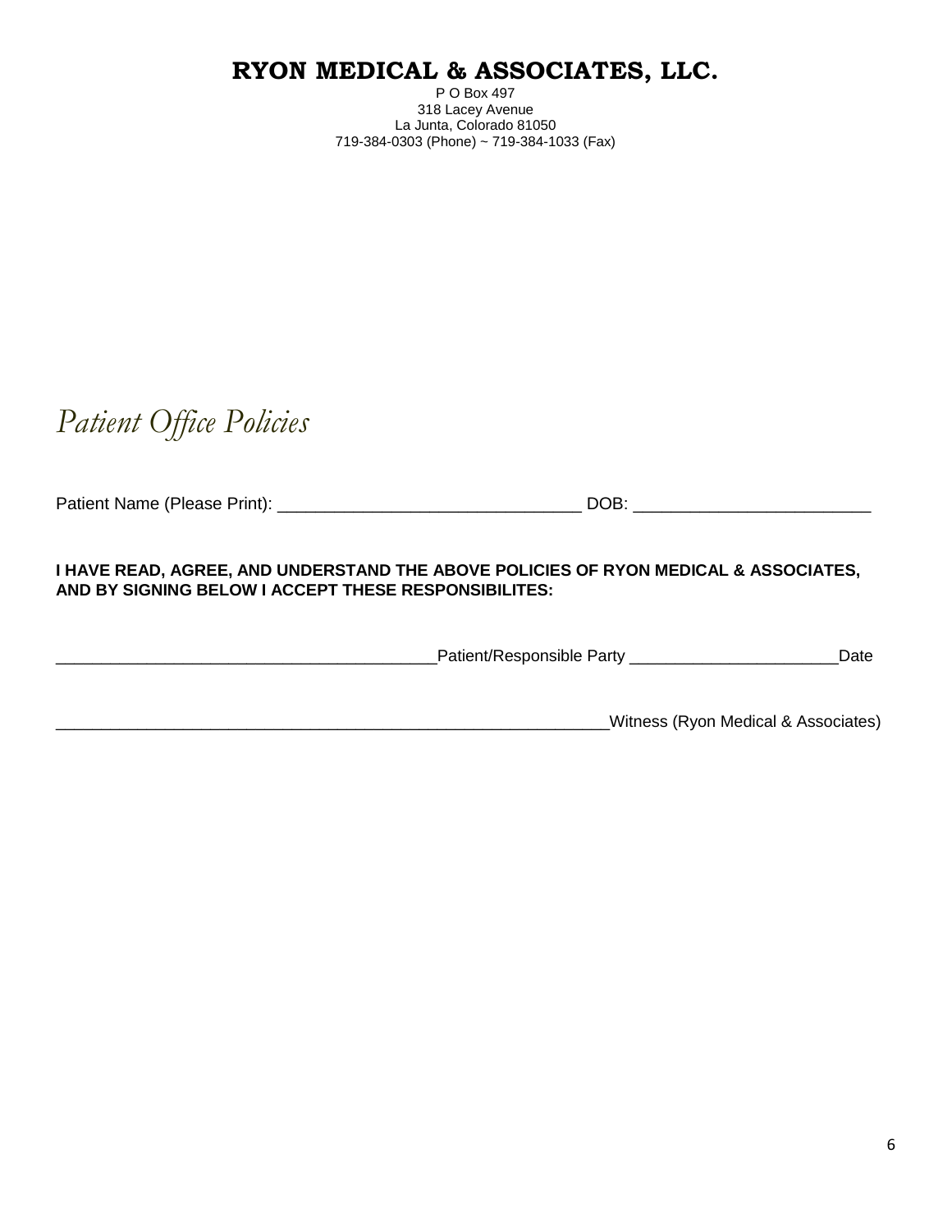# RYON MEDICAL & ASSOCIATES, LLC.

P O Box 497
318 Lacey Avenue
La Junta, Colorado 81050
719-384-0303 (Phone) ~ 719-384-1033 (Fax)

## *Patient Office Policies*

Patient Name (Please Print): ________________________________ DOB: _________________________

**I HAVE READ, AGREE, AND UNDERSTAND THE ABOVE POLICIES OF RYON MEDICAL & ASSOCIATES, AND BY SIGNING BELOW I ACCEPT THESE RESPONSIBILITES:**

________________________________________Patient/Responsible Party ______________________Date

___________________________________________________________Witness (Ryon Medical & Associates)